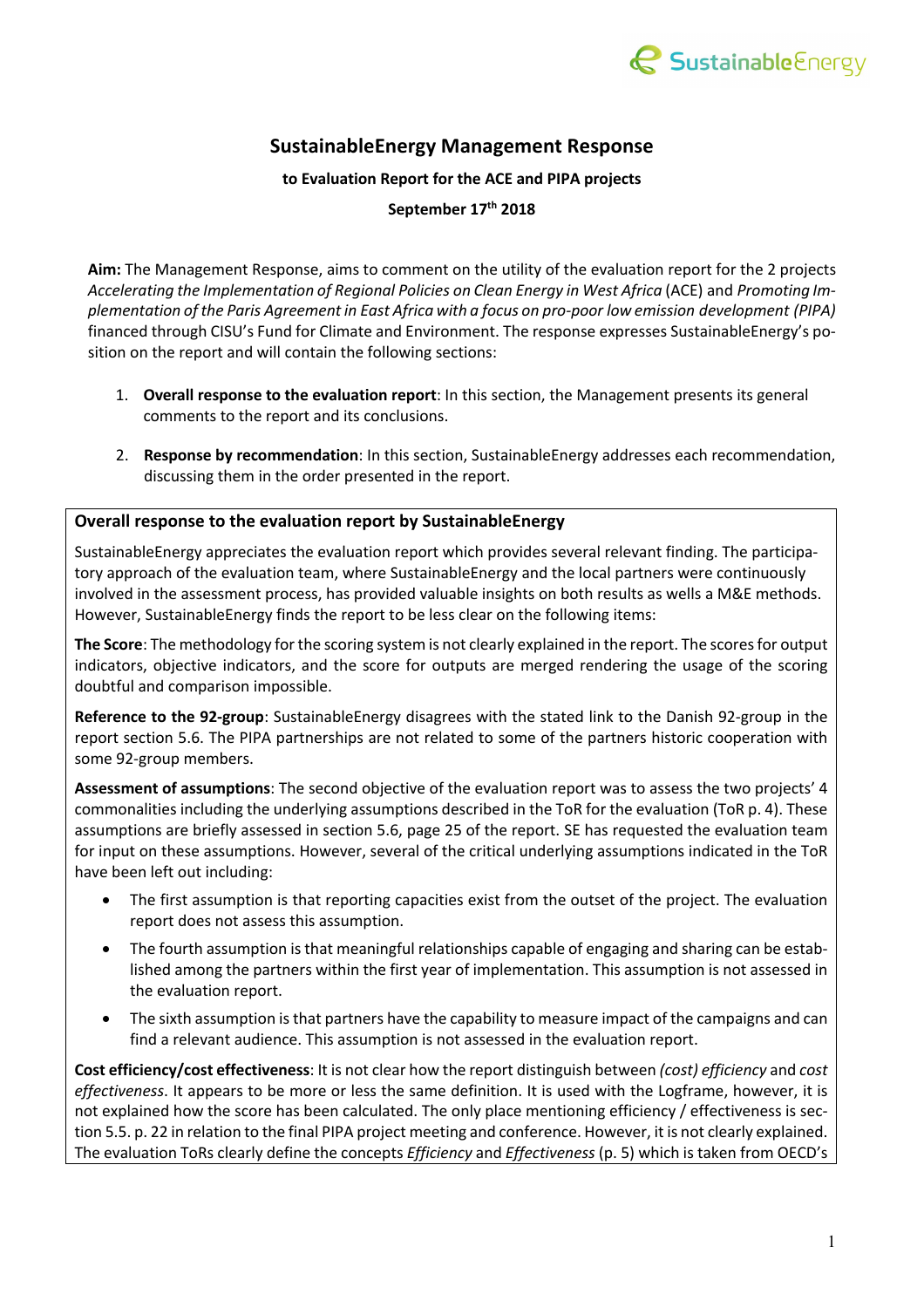# SustainableEnergy Management Response

**to Evaluation Report for the ACE and PIPA projects**

**September 17th 2018**

**Aim:** The Management Response, aims to comment on the utility of the evaluation report for the 2 projects *Accelerating the Implementation of Regional Policies on Clean Energy in West Africa* (ACE) and *Promoting Implementation of the Paris Agreement in East Africa with a focus on pro-poor low emission development (PIPA)* financed through CISU's Fund for Climate and Environment. The response expresses SustainableEnergy's position on the report and will contain the following sections:

1. **Overall response to the evaluation report**: In this section, the Management presents its general comments to the report and its conclusions.
2. **Response by recommendation**: In this section, SustainableEnergy addresses each recommendation, discussing them in the order presented in the report.

## Overall response to the evaluation report by SustainableEnergy

SustainableEnergy appreciates the evaluation report which provides several relevant finding. The participatory approach of the evaluation team, where SustainableEnergy and the local partners were continuously involved in the assessment process, has provided valuable insights on both results as wells a M&E methods. However, SustainableEnergy finds the report to be less clear on the following items:

**The Score**: The methodology for the scoring system is not clearly explained in the report. The scores for output indicators, objective indicators, and the score for outputs are merged rendering the usage of the scoring doubtful and comparison impossible.

**Reference to the 92-group**: SustainableEnergy disagrees with the stated link to the Danish 92-group in the report section 5.6. The PIPA partnerships are not related to some of the partners historic cooperation with some 92-group members.

**Assessment of assumptions**: The second objective of the evaluation report was to assess the two projects' 4 commonalities including the underlying assumptions described in the ToR for the evaluation (ToR p. 4). These assumptions are briefly assessed in section 5.6, page 25 of the report. SE has requested the evaluation team for input on these assumptions. However, several of the critical underlying assumptions indicated in the ToR have been left out including:

- The first assumption is that reporting capacities exist from the outset of the project. The evaluation report does not assess this assumption.
- The fourth assumption is that meaningful relationships capable of engaging and sharing can be established among the partners within the first year of implementation. This assumption is not assessed in the evaluation report.
- The sixth assumption is that partners have the capability to measure impact of the campaigns and can find a relevant audience. This assumption is not assessed in the evaluation report.

**Cost efficiency/cost effectiveness**: It is not clear how the report distinguish between *(cost) efficiency* and *cost effectiveness*. It appears to be more or less the same definition. It is used with the Logframe, however, it is not explained how the score has been calculated. The only place mentioning efficiency / effectiveness is section 5.5. p. 22 in relation to the final PIPA project meeting and conference. However, it is not clearly explained. The evaluation ToRs clearly define the concepts *Efficiency* and *Effectiveness* (p. 5) which is taken from OECD's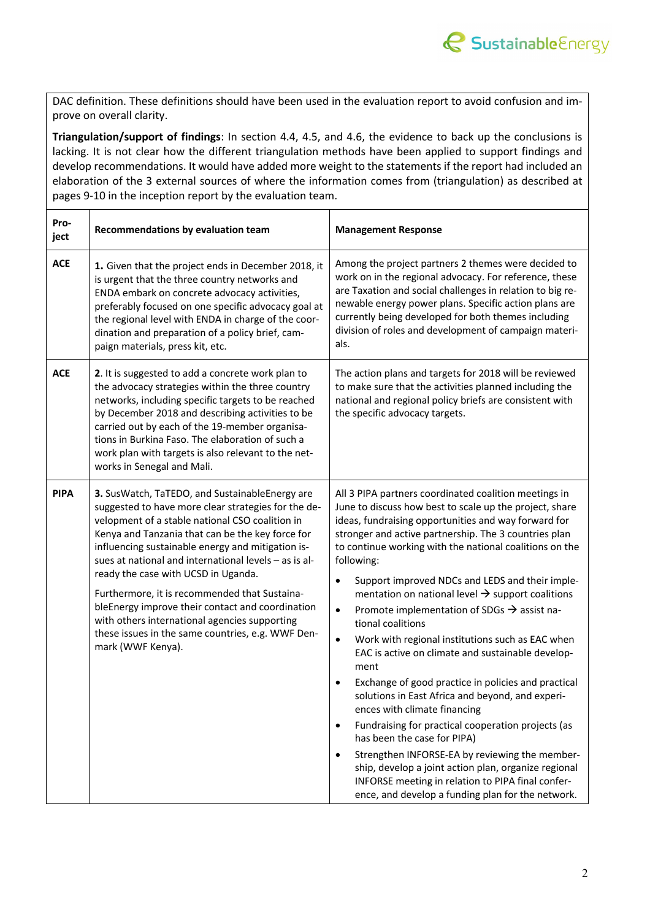DAC definition. These definitions should have been used in the evaluation report to avoid confusion and improve on overall clarity.

**Triangulation/support of findings**: In section 4.4, 4.5, and 4.6, the evidence to back up the conclusions is lacking. It is not clear how the different triangulation methods have been applied to support findings and develop recommendations. It would have added more weight to the statements if the report had included an elaboration of the 3 external sources of where the information comes from (triangulation) as described at pages 9-10 in the inception report by the evaluation team.

| Project | Recommendations by evaluation team | Management Response |
|---|---|---|
| ACE | **1.** Given that the project ends in December 2018, it is urgent that the three country networks and ENDA embark on concrete advocacy activities, preferably focused on one specific advocacy goal at the regional level with ENDA in charge of the coordination and preparation of a policy brief, campaign materials, press kit, etc. | Among the project partners 2 themes were decided to work on in the regional advocacy. For reference, these are Taxation and social challenges in relation to big renewable energy power plans. Specific action plans are currently being developed for both themes including division of roles and development of campaign materials. |
| ACE | **2.** It is suggested to add a concrete work plan to the advocacy strategies within the three country networks, including specific targets to be reached by December 2018 and describing activities to be carried out by each of the 19-member organisations in Burkina Faso. The elaboration of such a work plan with targets is also relevant to the networks in Senegal and Mali. | The action plans and targets for 2018 will be reviewed to make sure that the activities planned including the national and regional policy briefs are consistent with the specific advocacy targets. |
| PIPA | **3.** SusWatch, TaTEDO, and SustainableEnergy are suggested to have more clear strategies for the development of a stable national CSO coalition in Kenya and Tanzania that can be the key force for influencing sustainable energy and mitigation issues at national and international levels – as is already the case with UCSD in Uganda.<br><br>Furthermore, it is recommended that SustainableEnergy improve their contact and coordination with others international agencies supporting these issues in the same countries, e.g. WWF Denmark (WWF Kenya). | All 3 PIPA partners coordinated coalition meetings in June to discuss how best to scale up the project, share ideas, fundraising opportunities and way forward for stronger and active partnership. The 3 countries plan to continue working with the national coalitions on the following:<br>• Support improved NDCs and LEDS and their implementation on national level → support coalitions<br>• Promote implementation of SDGs → assist national coalitions<br>• Work with regional institutions such as EAC when EAC is active on climate and sustainable development<br>• Exchange of good practice in policies and practical solutions in East Africa and beyond, and experiences with climate financing<br>• Fundraising for practical cooperation projects (as has been the case for PIPA)<br>• Strengthen INFORSE-EA by reviewing the membership, develop a joint action plan, organize regional INFORSE meeting in relation to PIPA final conference, and develop a funding plan for the network. |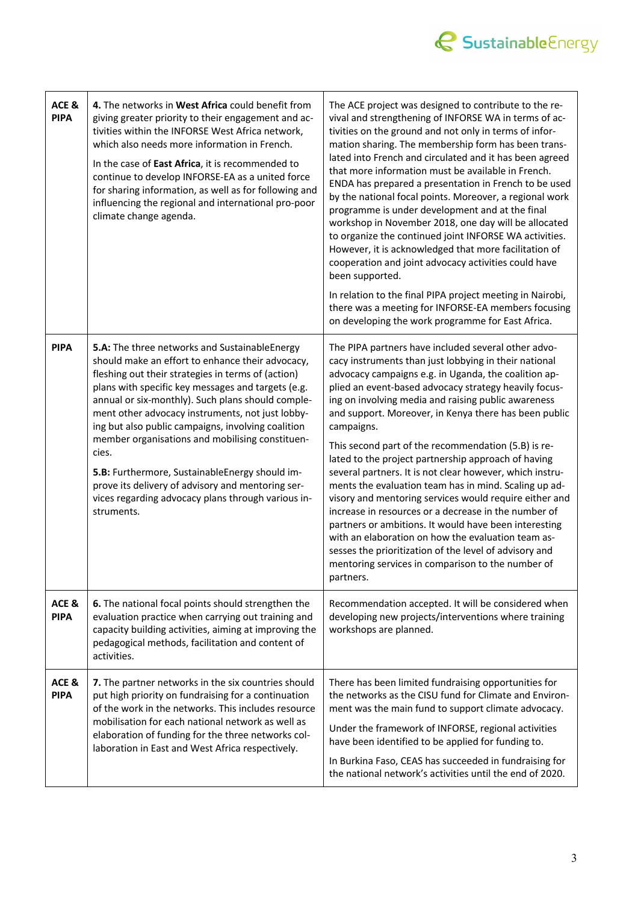| | | |
|---|---|---|
| **ACE & PIPA** | **4.** The networks in **West Africa** could benefit from giving greater priority to their engagement and activities within the INFORSE West Africa network, which also needs more information in French.<br><br>In the case of **East Africa**, it is recommended to continue to develop INFORSE-EA as a united force for sharing information, as well as for following and influencing the regional and international pro-poor climate change agenda. | The ACE project was designed to contribute to the revival and strengthening of INFORSE WA in terms of activities on the ground and not only in terms of information sharing. The membership form has been translated into French and circulated and it has been agreed that more information must be available in French. ENDA has prepared a presentation in French to be used by the national focal points. Moreover, a regional work programme is under development and at the final workshop in November 2018, one day will be allocated to organize the continued joint INFORSE WA activities. However, it is acknowledged that more facilitation of cooperation and joint advocacy activities could have been supported.<br><br>In relation to the final PIPA project meeting in Nairobi, there was a meeting for INFORSE-EA members focusing on developing the work programme for East Africa. |
| **PIPA** | **5.A:** The three networks and SustainableEnergy should make an effort to enhance their advocacy, fleshing out their strategies in terms of (action) plans with specific key messages and targets (e.g. annual or six-monthly). Such plans should complement other advocacy instruments, not just lobbying but also public campaigns, involving coalition member organisations and mobilising constituencies.<br><br>**5.B:** Furthermore, SustainableEnergy should improve its delivery of advisory and mentoring services regarding advocacy plans through various instruments. | The PIPA partners have included several other advocacy instruments than just lobbying in their national advocacy campaigns e.g. in Uganda, the coalition applied an event-based advocacy strategy heavily focusing on involving media and raising public awareness and support. Moreover, in Kenya there has been public campaigns.<br><br>This second part of the recommendation (5.B) is related to the project partnership approach of having several partners. It is not clear however, which instruments the evaluation team has in mind. Scaling up advisory and mentoring services would require either and increase in resources or a decrease in the number of partners or ambitions. It would have been interesting with an elaboration on how the evaluation team assesses the prioritization of the level of advisory and mentoring services in comparison to the number of partners. |
| **ACE & PIPA** | **6.** The national focal points should strengthen the evaluation practice when carrying out training and capacity building activities, aiming at improving the pedagogical methods, facilitation and content of activities. | Recommendation accepted. It will be considered when developing new projects/interventions where training workshops are planned. |
| **ACE & PIPA** | **7.** The partner networks in the six countries should put high priority on fundraising for a continuation of the work in the networks. This includes resource mobilisation for each national network as well as elaboration of funding for the three networks collaboration in East and West Africa respectively. | There has been limited fundraising opportunities for the networks as the CISU fund for Climate and Environment was the main fund to support climate advocacy.<br><br>Under the framework of INFORSE, regional activities have been identified to be applied for funding to.<br><br>In Burkina Faso, CEAS has succeeded in fundraising for the national network's activities until the end of 2020. |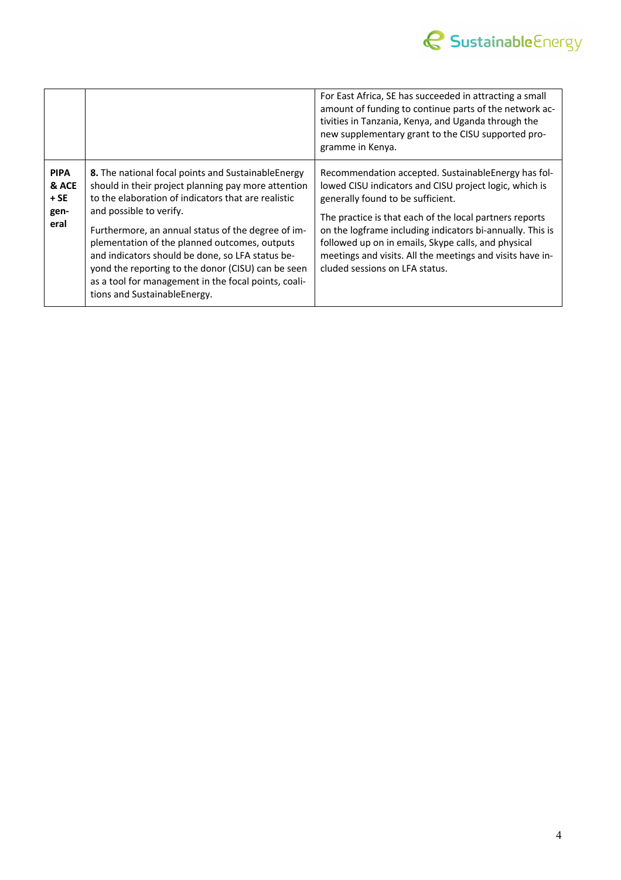| | | |
|---|---|---|
| | | For East Africa, SE has succeeded in attracting a small amount of funding to continue parts of the network activities in Tanzania, Kenya, and Uganda through the new supplementary grant to the CISU supported programme in Kenya. |
| **PIPA & ACE + SE general** | **8.** The national focal points and SustainableEnergy should in their project planning pay more attention to the elaboration of indicators that are realistic and possible to verify.<br><br>Furthermore, an annual status of the degree of implementation of the planned outcomes, outputs and indicators should be done, so LFA status beyond the reporting to the donor (CISU) can be seen as a tool for management in the focal points, coalitions and SustainableEnergy. | Recommendation accepted. SustainableEnergy has followed CISU indicators and CISU project logic, which is generally found to be sufficient.<br><br>The practice is that each of the local partners reports on the logframe including indicators bi-annually. This is followed up on in emails, Skype calls, and physical meetings and visits. All the meetings and visits have included sessions on LFA status. |